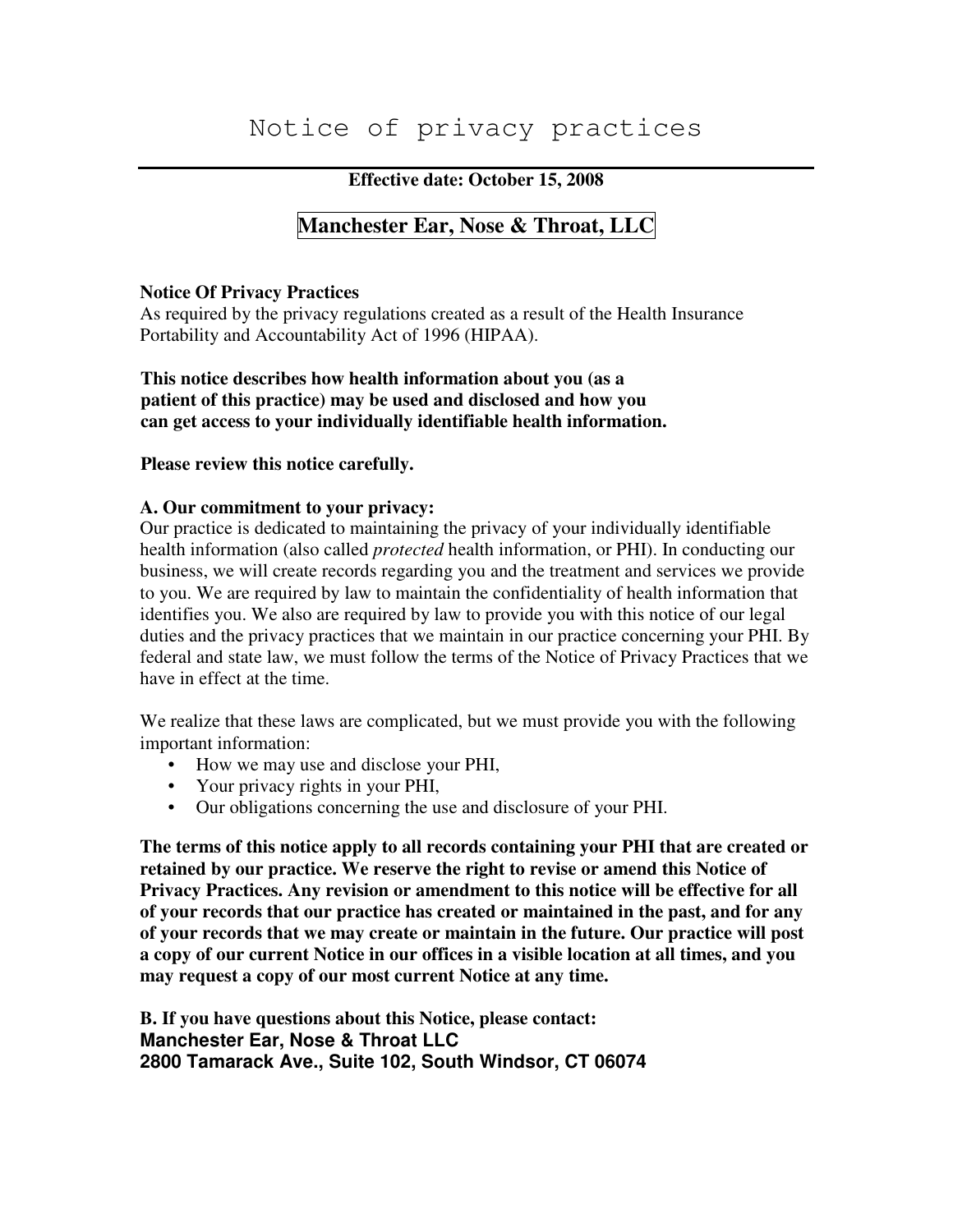# Notice of privacy practices

**Effective date: October 15, 2008**

## Manchester Ear, Nose & Throat, LLC

**Notice Of Privacy Practices**
As required by the privacy regulations created as a result of the Health Insurance Portability and Accountability Act of 1996 (HIPAA).

**This notice describes how health information about you (as a patient of this practice) may be used and disclosed and how you can get access to your individually identifiable health information.**

**Please review this notice carefully.**

**A. Our commitment to your privacy:**
Our practice is dedicated to maintaining the privacy of your individually identifiable health information (also called *protected* health information, or PHI). In conducting our business, we will create records regarding you and the treatment and services we provide to you. We are required by law to maintain the confidentiality of health information that identifies you. We also are required by law to provide you with this notice of our legal duties and the privacy practices that we maintain in our practice concerning your PHI. By federal and state law, we must follow the terms of the Notice of Privacy Practices that we have in effect at the time.

We realize that these laws are complicated, but we must provide you with the following important information:

- How we may use and disclose your PHI,
- Your privacy rights in your PHI,
- Our obligations concerning the use and disclosure of your PHI.

**The terms of this notice apply to all records containing your PHI that are created or retained by our practice. We reserve the right to revise or amend this Notice of Privacy Practices. Any revision or amendment to this notice will be effective for all of your records that our practice has created or maintained in the past, and for any of your records that we may create or maintain in the future. Our practice will post a copy of our current Notice in our offices in a visible location at all times, and you may request a copy of our most current Notice at any time.**

**B. If you have questions about this Notice, please contact:**
**Manchester Ear, Nose & Throat LLC**
**2800 Tamarack Ave., Suite 102, South Windsor, CT 06074**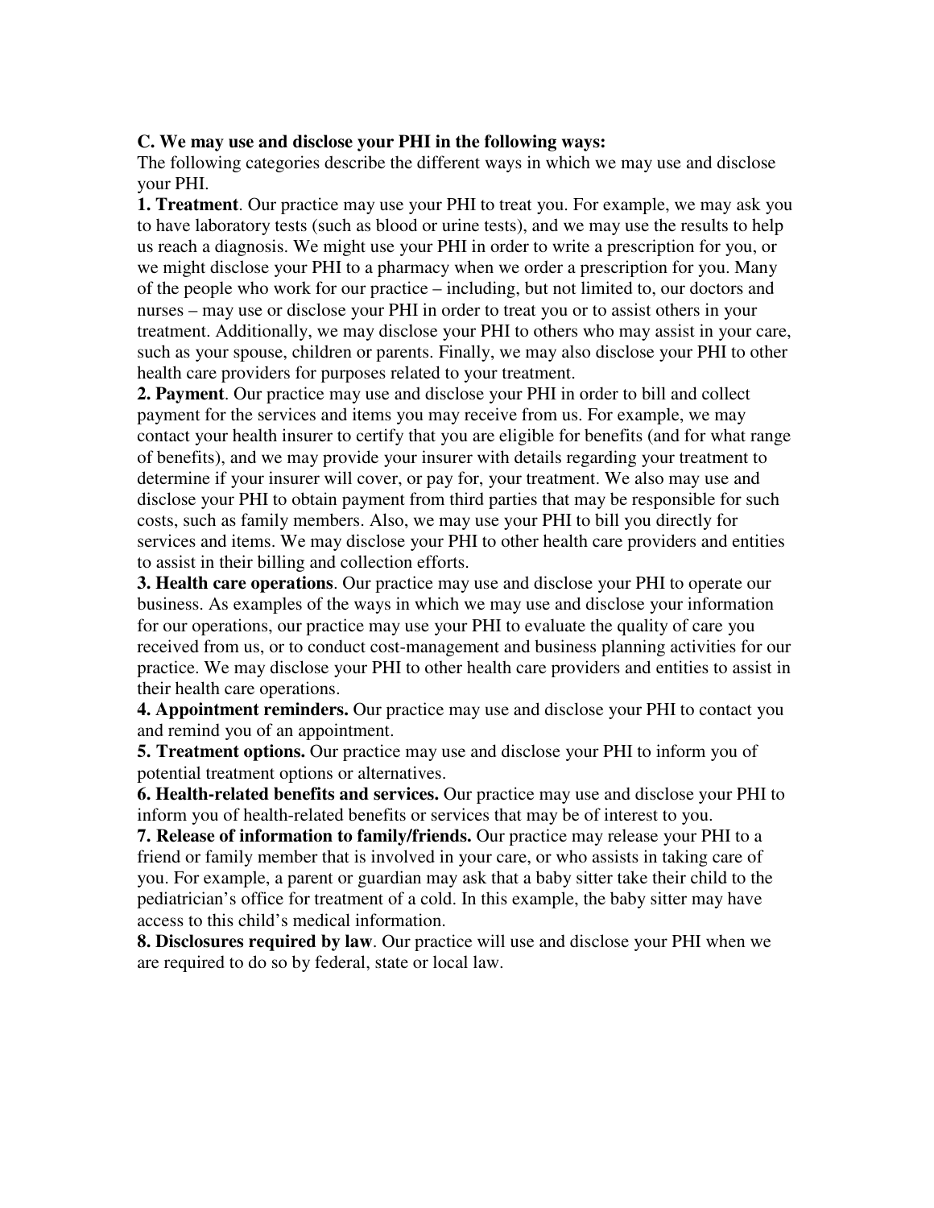**C. We may use and disclose your PHI in the following ways:**

The following categories describe the different ways in which we may use and disclose your PHI.

**1. Treatment**. Our practice may use your PHI to treat you. For example, we may ask you to have laboratory tests (such as blood or urine tests), and we may use the results to help us reach a diagnosis. We might use your PHI in order to write a prescription for you, or we might disclose your PHI to a pharmacy when we order a prescription for you. Many of the people who work for our practice – including, but not limited to, our doctors and nurses – may use or disclose your PHI in order to treat you or to assist others in your treatment. Additionally, we may disclose your PHI to others who may assist in your care, such as your spouse, children or parents. Finally, we may also disclose your PHI to other health care providers for purposes related to your treatment.

**2. Payment**. Our practice may use and disclose your PHI in order to bill and collect payment for the services and items you may receive from us. For example, we may contact your health insurer to certify that you are eligible for benefits (and for what range of benefits), and we may provide your insurer with details regarding your treatment to determine if your insurer will cover, or pay for, your treatment. We also may use and disclose your PHI to obtain payment from third parties that may be responsible for such costs, such as family members. Also, we may use your PHI to bill you directly for services and items. We may disclose your PHI to other health care providers and entities to assist in their billing and collection efforts.

**3. Health care operations**. Our practice may use and disclose your PHI to operate our business. As examples of the ways in which we may use and disclose your information for our operations, our practice may use your PHI to evaluate the quality of care you received from us, or to conduct cost-management and business planning activities for our practice. We may disclose your PHI to other health care providers and entities to assist in their health care operations.

**4. Appointment reminders.** Our practice may use and disclose your PHI to contact you and remind you of an appointment.

**5. Treatment options.** Our practice may use and disclose your PHI to inform you of potential treatment options or alternatives.

**6. Health-related benefits and services.** Our practice may use and disclose your PHI to inform you of health-related benefits or services that may be of interest to you.

**7. Release of information to family/friends.** Our practice may release your PHI to a friend or family member that is involved in your care, or who assists in taking care of you. For example, a parent or guardian may ask that a baby sitter take their child to the pediatrician's office for treatment of a cold. In this example, the baby sitter may have access to this child's medical information.

**8. Disclosures required by law**. Our practice will use and disclose your PHI when we are required to do so by federal, state or local law.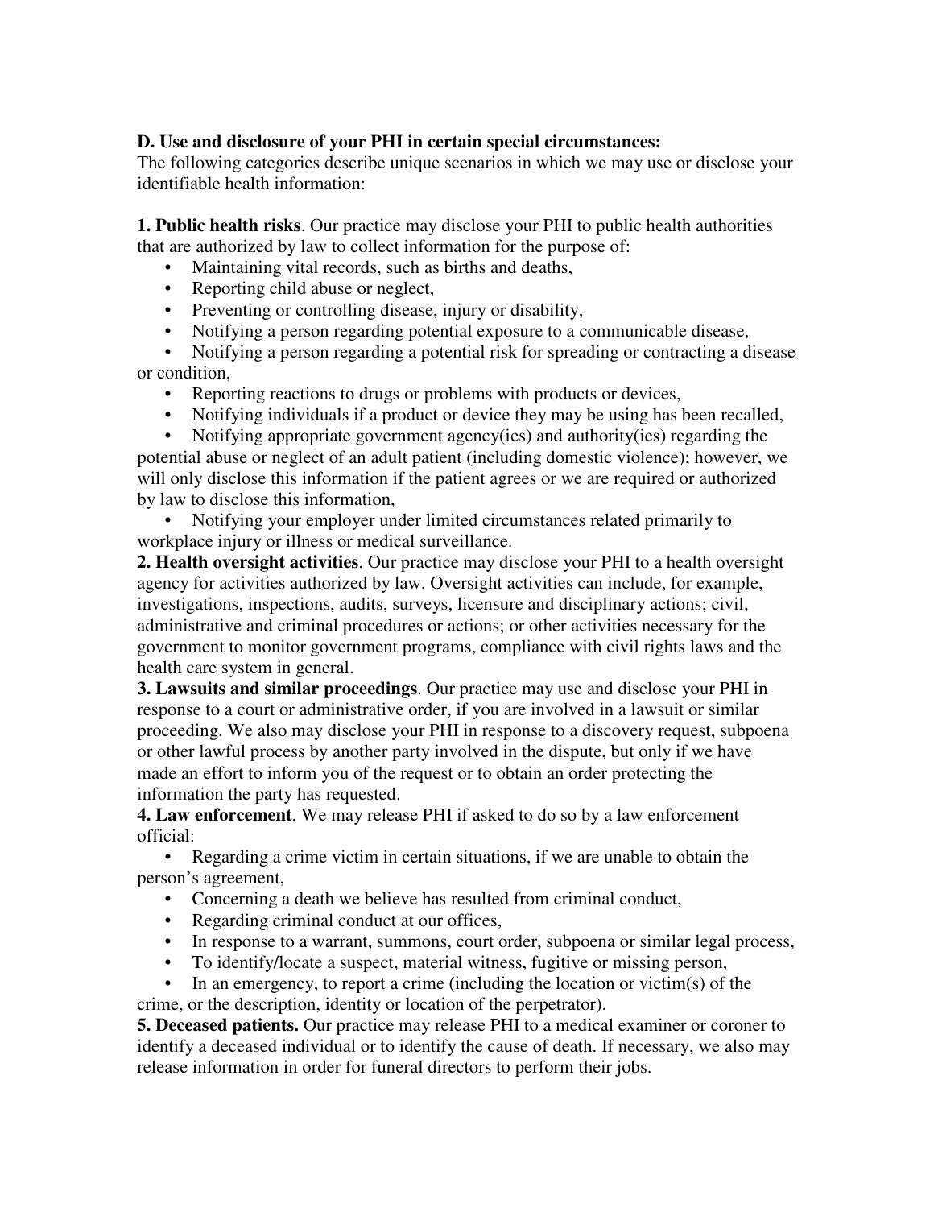**D. Use and disclosure of your PHI in certain special circumstances:**
The following categories describe unique scenarios in which we may use or disclose your identifiable health information:

**1. Public health risks**. Our practice may disclose your PHI to public health authorities that are authorized by law to collect information for the purpose of:

- Maintaining vital records, such as births and deaths,
- Reporting child abuse or neglect,
- Preventing or controlling disease, injury or disability,
- Notifying a person regarding potential exposure to a communicable disease,
- Notifying a person regarding a potential risk for spreading or contracting a disease or condition,
- Reporting reactions to drugs or problems with products or devices,
- Notifying individuals if a product or device they may be using has been recalled,
- Notifying appropriate government agency(ies) and authority(ies) regarding the potential abuse or neglect of an adult patient (including domestic violence); however, we will only disclose this information if the patient agrees or we are required or authorized by law to disclose this information,
- Notifying your employer under limited circumstances related primarily to workplace injury or illness or medical surveillance.

**2. Health oversight activities**. Our practice may disclose your PHI to a health oversight agency for activities authorized by law. Oversight activities can include, for example, investigations, inspections, audits, surveys, licensure and disciplinary actions; civil, administrative and criminal procedures or actions; or other activities necessary for the government to monitor government programs, compliance with civil rights laws and the health care system in general.

**3. Lawsuits and similar proceedings**. Our practice may use and disclose your PHI in response to a court or administrative order, if you are involved in a lawsuit or similar proceeding. We also may disclose your PHI in response to a discovery request, subpoena or other lawful process by another party involved in the dispute, but only if we have made an effort to inform you of the request or to obtain an order protecting the information the party has requested.

**4. Law enforcement**. We may release PHI if asked to do so by a law enforcement official:

- Regarding a crime victim in certain situations, if we are unable to obtain the person's agreement,
- Concerning a death we believe has resulted from criminal conduct,
- Regarding criminal conduct at our offices,
- In response to a warrant, summons, court order, subpoena or similar legal process,
- To identify/locate a suspect, material witness, fugitive or missing person,
- In an emergency, to report a crime (including the location or victim(s) of the crime, or the description, identity or location of the perpetrator).

**5. Deceased patients.** Our practice may release PHI to a medical examiner or coroner to identify a deceased individual or to identify the cause of death. If necessary, we also may release information in order for funeral directors to perform their jobs.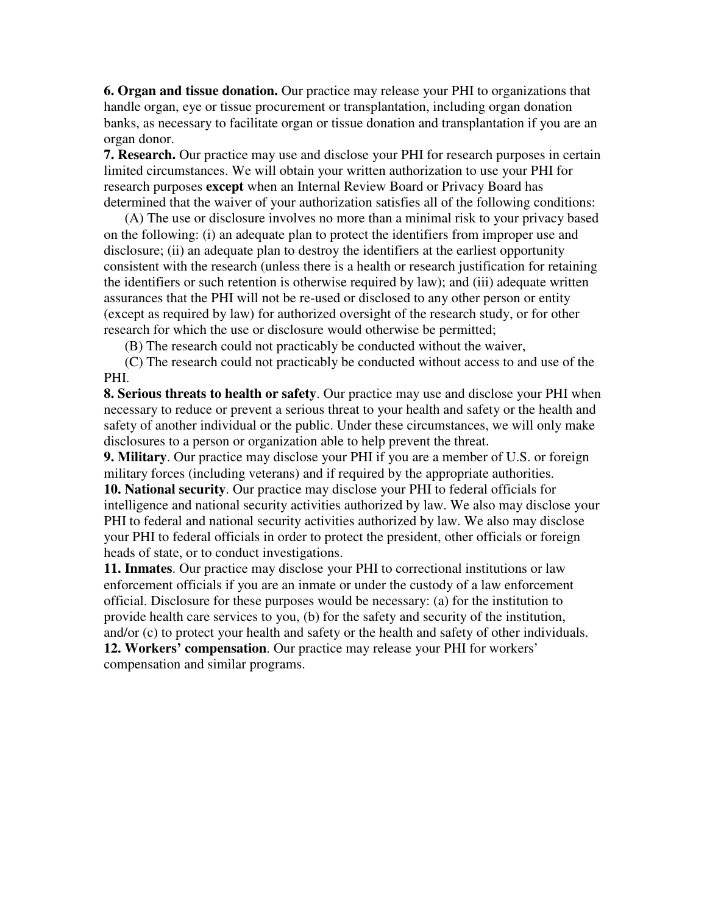**6. Organ and tissue donation.** Our practice may release your PHI to organizations that handle organ, eye or tissue procurement or transplantation, including organ donation banks, as necessary to facilitate organ or tissue donation and transplantation if you are an organ donor.

**7. Research.** Our practice may use and disclose your PHI for research purposes in certain limited circumstances. We will obtain your written authorization to use your PHI for research purposes **except** when an Internal Review Board or Privacy Board has determined that the waiver of your authorization satisfies all of the following conditions:

(A) The use or disclosure involves no more than a minimal risk to your privacy based on the following: (i) an adequate plan to protect the identifiers from improper use and disclosure; (ii) an adequate plan to destroy the identifiers at the earliest opportunity consistent with the research (unless there is a health or research justification for retaining the identifiers or such retention is otherwise required by law); and (iii) adequate written assurances that the PHI will not be re-used or disclosed to any other person or entity (except as required by law) for authorized oversight of the research study, or for other research for which the use or disclosure would otherwise be permitted;

(B) The research could not practicably be conducted without the waiver,

(C) The research could not practicably be conducted without access to and use of the PHI.

**8. Serious threats to health or safety**. Our practice may use and disclose your PHI when necessary to reduce or prevent a serious threat to your health and safety or the health and safety of another individual or the public. Under these circumstances, we will only make disclosures to a person or organization able to help prevent the threat.

**9. Military**. Our practice may disclose your PHI if you are a member of U.S. or foreign military forces (including veterans) and if required by the appropriate authorities.

**10. National security**. Our practice may disclose your PHI to federal officials for intelligence and national security activities authorized by law. We also may disclose your PHI to federal and national security activities authorized by law. We also may disclose your PHI to federal officials in order to protect the president, other officials or foreign heads of state, or to conduct investigations.

**11. Inmates**. Our practice may disclose your PHI to correctional institutions or law enforcement officials if you are an inmate or under the custody of a law enforcement official. Disclosure for these purposes would be necessary: (a) for the institution to provide health care services to you, (b) for the safety and security of the institution, and/or (c) to protect your health and safety or the health and safety of other individuals.

**12. Workers' compensation**. Our practice may release your PHI for workers' compensation and similar programs.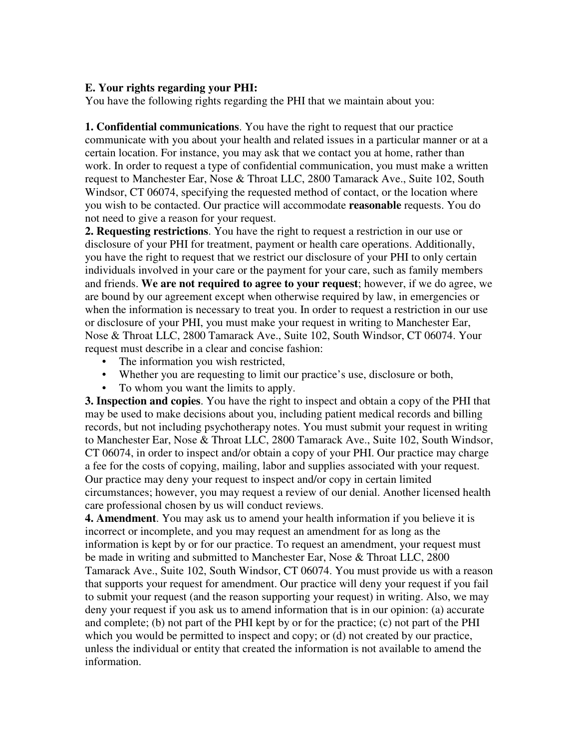**E. Your rights regarding your PHI:**
You have the following rights regarding the PHI that we maintain about you:

**1. Confidential communications**. You have the right to request that our practice communicate with you about your health and related issues in a particular manner or at a certain location. For instance, you may ask that we contact you at home, rather than work. In order to request a type of confidential communication, you must make a written request to Manchester Ear, Nose & Throat LLC, 2800 Tamarack Ave., Suite 102, South Windsor, CT 06074, specifying the requested method of contact, or the location where you wish to be contacted. Our practice will accommodate **reasonable** requests. You do not need to give a reason for your request.

**2. Requesting restrictions**. You have the right to request a restriction in our use or disclosure of your PHI for treatment, payment or health care operations. Additionally, you have the right to request that we restrict our disclosure of your PHI to only certain individuals involved in your care or the payment for your care, such as family members and friends. **We are not required to agree to your request**; however, if we do agree, we are bound by our agreement except when otherwise required by law, in emergencies or when the information is necessary to treat you. In order to request a restriction in our use or disclosure of your PHI, you must make your request in writing to Manchester Ear, Nose & Throat LLC, 2800 Tamarack Ave., Suite 102, South Windsor, CT 06074. Your request must describe in a clear and concise fashion:

- The information you wish restricted,
- Whether you are requesting to limit our practice's use, disclosure or both,
- To whom you want the limits to apply.

**3. Inspection and copies**. You have the right to inspect and obtain a copy of the PHI that may be used to make decisions about you, including patient medical records and billing records, but not including psychotherapy notes. You must submit your request in writing to Manchester Ear, Nose & Throat LLC, 2800 Tamarack Ave., Suite 102, South Windsor, CT 06074, in order to inspect and/or obtain a copy of your PHI. Our practice may charge a fee for the costs of copying, mailing, labor and supplies associated with your request. Our practice may deny your request to inspect and/or copy in certain limited circumstances; however, you may request a review of our denial. Another licensed health care professional chosen by us will conduct reviews.

**4. Amendment**. You may ask us to amend your health information if you believe it is incorrect or incomplete, and you may request an amendment for as long as the information is kept by or for our practice. To request an amendment, your request must be made in writing and submitted to Manchester Ear, Nose & Throat LLC, 2800 Tamarack Ave., Suite 102, South Windsor, CT 06074. You must provide us with a reason that supports your request for amendment. Our practice will deny your request if you fail to submit your request (and the reason supporting your request) in writing. Also, we may deny your request if you ask us to amend information that is in our opinion: (a) accurate and complete; (b) not part of the PHI kept by or for the practice; (c) not part of the PHI which you would be permitted to inspect and copy; or (d) not created by our practice, unless the individual or entity that created the information is not available to amend the information.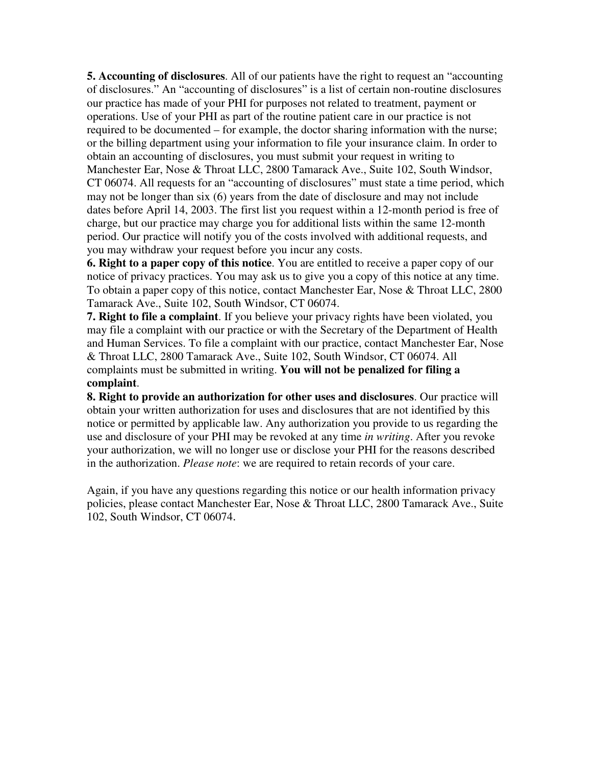**5. Accounting of disclosures**. All of our patients have the right to request an "accounting of disclosures." An "accounting of disclosures" is a list of certain non-routine disclosures our practice has made of your PHI for purposes not related to treatment, payment or operations. Use of your PHI as part of the routine patient care in our practice is not required to be documented – for example, the doctor sharing information with the nurse; or the billing department using your information to file your insurance claim. In order to obtain an accounting of disclosures, you must submit your request in writing to Manchester Ear, Nose & Throat LLC, 2800 Tamarack Ave., Suite 102, South Windsor, CT 06074. All requests for an "accounting of disclosures" must state a time period, which may not be longer than six (6) years from the date of disclosure and may not include dates before April 14, 2003. The first list you request within a 12-month period is free of charge, but our practice may charge you for additional lists within the same 12-month period. Our practice will notify you of the costs involved with additional requests, and you may withdraw your request before you incur any costs.

**6. Right to a paper copy of this notice**. You are entitled to receive a paper copy of our notice of privacy practices. You may ask us to give you a copy of this notice at any time. To obtain a paper copy of this notice, contact Manchester Ear, Nose & Throat LLC, 2800 Tamarack Ave., Suite 102, South Windsor, CT 06074.

**7. Right to file a complaint**. If you believe your privacy rights have been violated, you may file a complaint with our practice or with the Secretary of the Department of Health and Human Services. To file a complaint with our practice, contact Manchester Ear, Nose & Throat LLC, 2800 Tamarack Ave., Suite 102, South Windsor, CT 06074. All complaints must be submitted in writing. **You will not be penalized for filing a complaint**.

**8. Right to provide an authorization for other uses and disclosures**. Our practice will obtain your written authorization for uses and disclosures that are not identified by this notice or permitted by applicable law. Any authorization you provide to us regarding the use and disclosure of your PHI may be revoked at any time *in writing*. After you revoke your authorization, we will no longer use or disclose your PHI for the reasons described in the authorization. *Please note*: we are required to retain records of your care.

Again, if you have any questions regarding this notice or our health information privacy policies, please contact Manchester Ear, Nose & Throat LLC, 2800 Tamarack Ave., Suite 102, South Windsor, CT 06074.